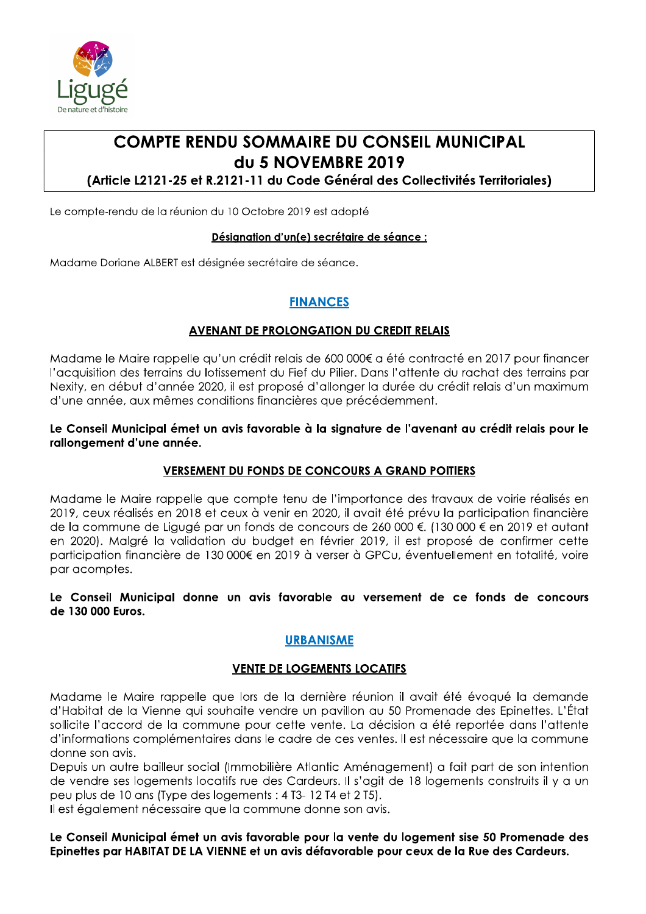# COMPTE RENDU SOMMAIRE DU CONSEIL MUNICIPAL du 5 NOVEMBRE 2019

**(Article L2121-25 et R.2121-11 du Code Général des Collectivités Territoriales)**

Le compte-rendu de la réunion du 10 Octobre 2019 est adopté

**Désignation d'un(e) secrétaire de séance :**

Madame Doriane ALBERT est désignée secrétaire de séance.

## FINANCES

### AVENANT DE PROLONGATION DU CREDIT RELAIS

Madame le Maire rappelle qu'un crédit relais de 600 000€ a été contracté en 2017 pour financer l'acquisition des terrains du lotissement du Fief du Pilier. Dans l'attente du rachat des terrains par Nexity, en début d'année 2020, il est proposé d'allonger la durée du crédit relais d'un maximum d'une année, aux mêmes conditions financières que précédemment.

**Le Conseil Municipal émet un avis favorable à la signature de l'avenant au crédit relais pour le rallongement d'une année.**

### VERSEMENT DU FONDS DE CONCOURS A GRAND POITIERS

Madame le Maire rappelle que compte tenu de l'importance des travaux de voirie réalisés en 2019, ceux réalisés en 2018 et ceux à venir en 2020, il avait été prévu la participation financière de la commune de Ligugé par un fonds de concours de 260 000 €. (130 000 € en 2019 et autant en 2020). Malgré la validation du budget en février 2019, il est proposé de confirmer cette participation financière de 130 000€ en 2019 à verser à GPCu, éventuellement en totalité, voire par acomptes.

**Le Conseil Municipal donne un avis favorable au versement de ce fonds de concours de 130 000 Euros.**

## URBANISME

### VENTE DE LOGEMENTS LOCATIFS

Madame le Maire rappelle que lors de la dernière réunion il avait été évoqué la demande d'Habitat de la Vienne qui souhaite vendre un pavillon au 50 Promenade des Epinettes. L'État sollicite l'accord de la commune pour cette vente. La décision a été reportée dans l'attente d'informations complémentaires dans le cadre de ces ventes. Il est nécessaire que la commune donne son avis.

Depuis un autre bailleur social (Immobilière Atlantic Aménagement) a fait part de son intention de vendre ses logements locatifs rue des Cardeurs. Il s'agit de 18 logements construits il y a un peu plus de 10 ans (Type des logements : 4 T3- 12 T4 et 2 T5).

Il est également nécessaire que la commune donne son avis.

**Le Conseil Municipal émet un avis favorable pour la vente du logement sise 50 Promenade des Epinettes par HABITAT DE LA VIENNE et un avis défavorable pour ceux de la Rue des Cardeurs.**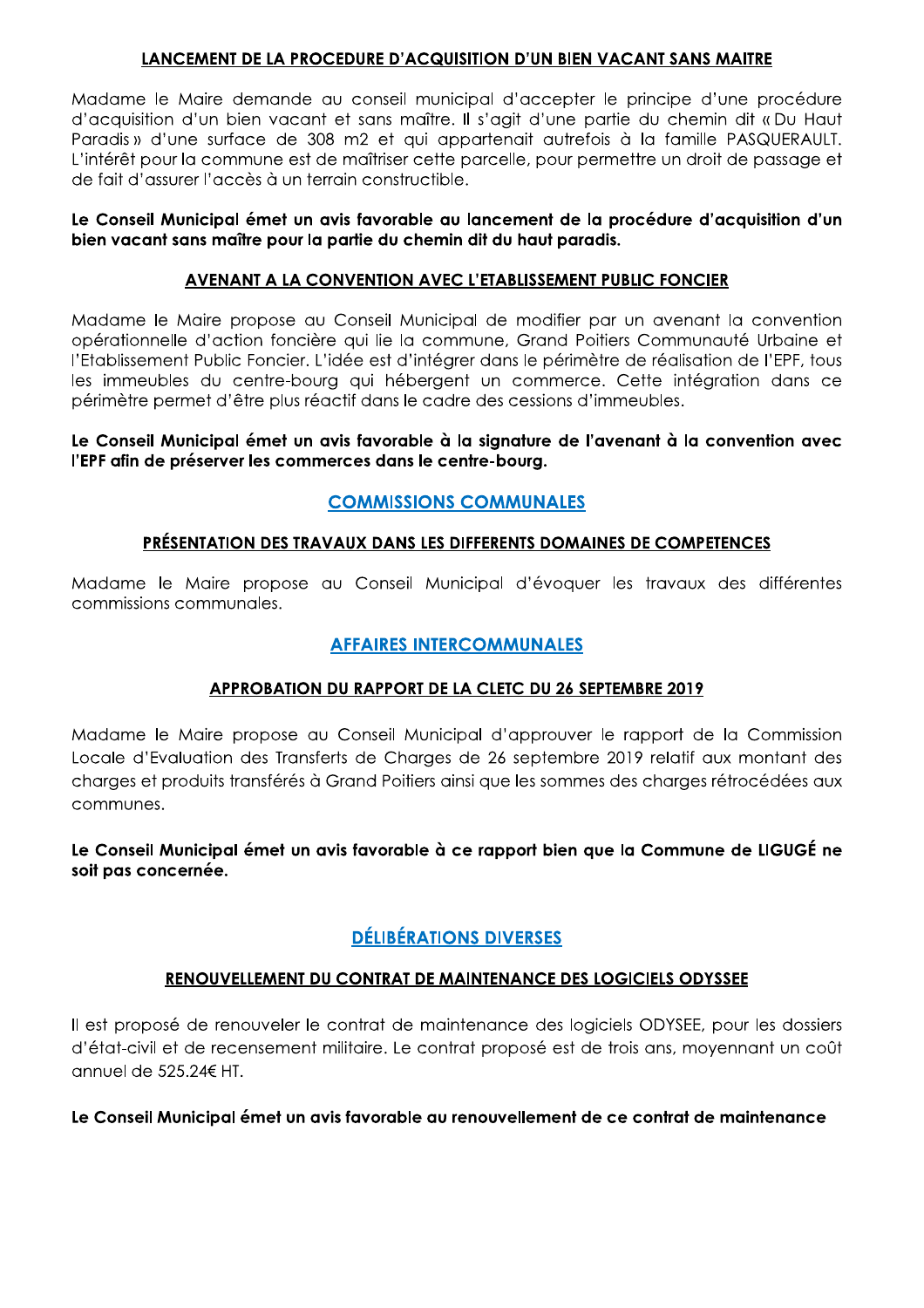### LANCEMENT DE LA PROCEDURE D'ACQUISITION D'UN BIEN VACANT SANS MAITRE

Madame le Maire demande au conseil municipal d'accepter le principe d'une procédure d'acquisition d'un bien vacant et sans maître. Il s'agit d'une partie du chemin dit « Du Haut Paradis » d'une surface de 308 m2 et qui appartenait autrefois à la famille PASQUERAULT. L'intérêt pour la commune est de maîtriser cette parcelle, pour permettre un droit de passage et de fait d'assurer l'accès à un terrain constructible.

**Le Conseil Municipal émet un avis favorable au lancement de la procédure d'acquisition d'un bien vacant sans maître pour la partie du chemin dit du haut paradis.**

### AVENANT A LA CONVENTION AVEC L'ETABLISSEMENT PUBLIC FONCIER

Madame le Maire propose au Conseil Municipal de modifier par un avenant la convention opérationnelle d'action foncière qui lie la commune, Grand Poitiers Communauté Urbaine et l'Etablissement Public Foncier. L'idée est d'intégrer dans le périmètre de réalisation de l'EPF, tous les immeubles du centre-bourg qui hébergent un commerce. Cette intégration dans ce périmètre permet d'être plus réactif dans le cadre des cessions d'immeubles.

**Le Conseil Municipal émet un avis favorable à la signature de l'avenant à la convention avec l'EPF afin de préserver les commerces dans le centre-bourg.**

## COMMISSIONS COMMUNALES

### PRÉSENTATION DES TRAVAUX DANS LES DIFFERENTS DOMAINES DE COMPETENCES

Madame le Maire propose au Conseil Municipal d'évoquer les travaux des différentes commissions communales.

## AFFAIRES INTERCOMMUNALES

### APPROBATION DU RAPPORT DE LA CLETC DU 26 SEPTEMBRE 2019

Madame le Maire propose au Conseil Municipal d'approuver le rapport de la Commission Locale d'Evaluation des Transferts de Charges de 26 septembre 2019 relatif aux montant des charges et produits transférés à Grand Poitiers ainsi que les sommes des charges rétrocédées aux communes.

**Le Conseil Municipal émet un avis favorable à ce rapport bien que la Commune de LIGUGÉ ne soit pas concernée.**

## DÉLIBÉRATIONS DIVERSES

### RENOUVELLEMENT DU CONTRAT DE MAINTENANCE DES LOGICIELS ODYSSEE

Il est proposé de renouveler le contrat de maintenance des logiciels ODYSEE, pour les dossiers d'état-civil et de recensement militaire. Le contrat proposé est de trois ans, moyennant un coût annuel de 525.24€ HT.

**Le Conseil Municipal émet un avis favorable au renouvellement de ce contrat de maintenance**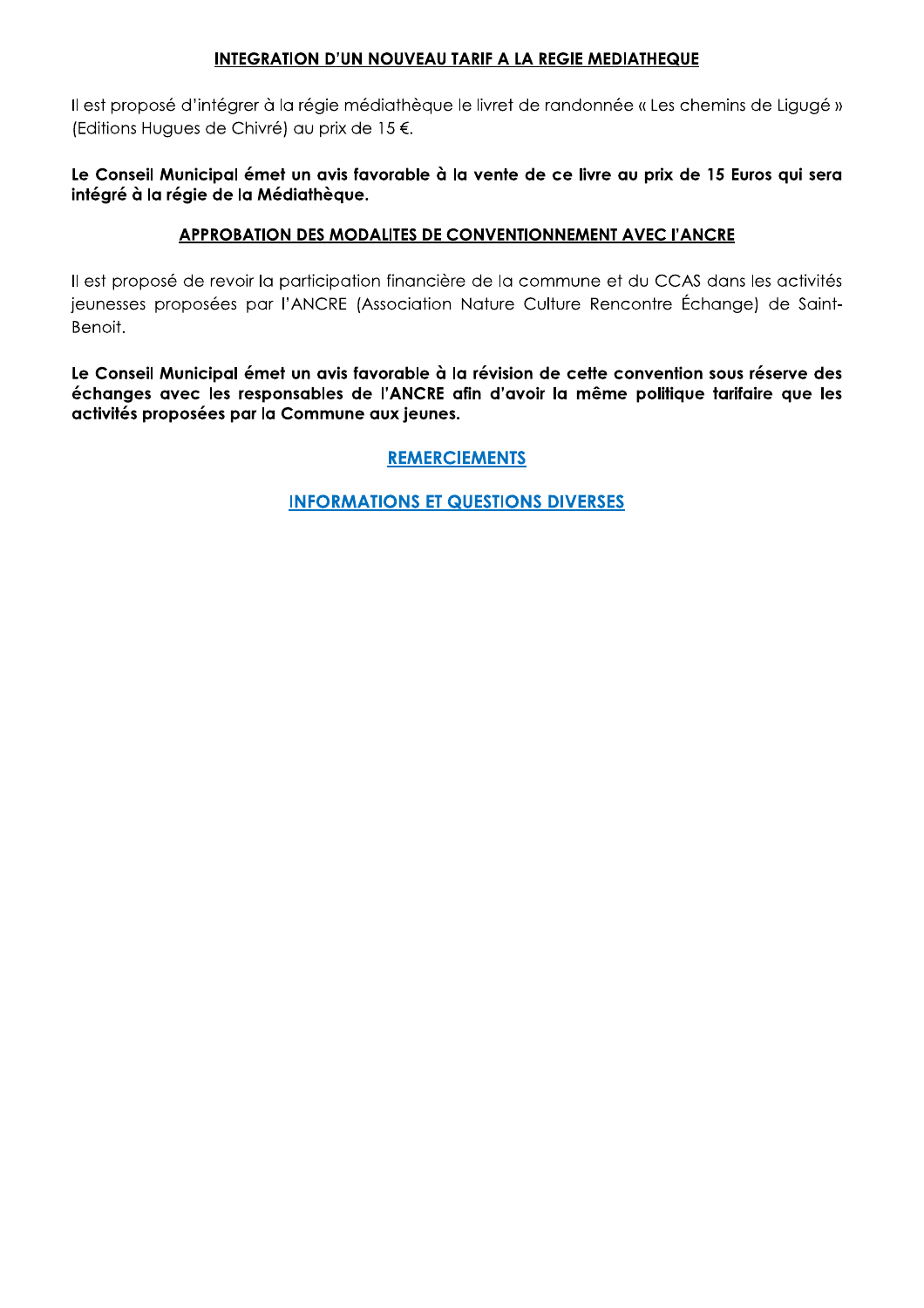## INTEGRATION D'UN NOUVEAU TARIF A LA REGIE MEDIATHEQUE

Il est proposé d'intégrer à la régie médiathèque le livret de randonnée « Les chemins de Ligugé » (Editions Hugues de Chivré) au prix de 15 €.

**Le Conseil Municipal émet un avis favorable à la vente de ce livre au prix de 15 Euros qui sera intégré à la régie de la Médiathèque.**

## APPROBATION DES MODALITES DE CONVENTIONNEMENT AVEC l'ANCRE

Il est proposé de revoir la participation financière de la commune et du CCAS dans les activités jeunesses proposées par l'ANCRE (Association Nature Culture Rencontre Échange) de Saint-Benoit.

**Le Conseil Municipal émet un avis favorable à la révision de cette convention sous réserve des échanges avec les responsables de l'ANCRE afin d'avoir la même politique tarifaire que les activités proposées par la Commune aux jeunes.**

## REMERCIEMENTS

## INFORMATIONS ET QUESTIONS DIVERSES